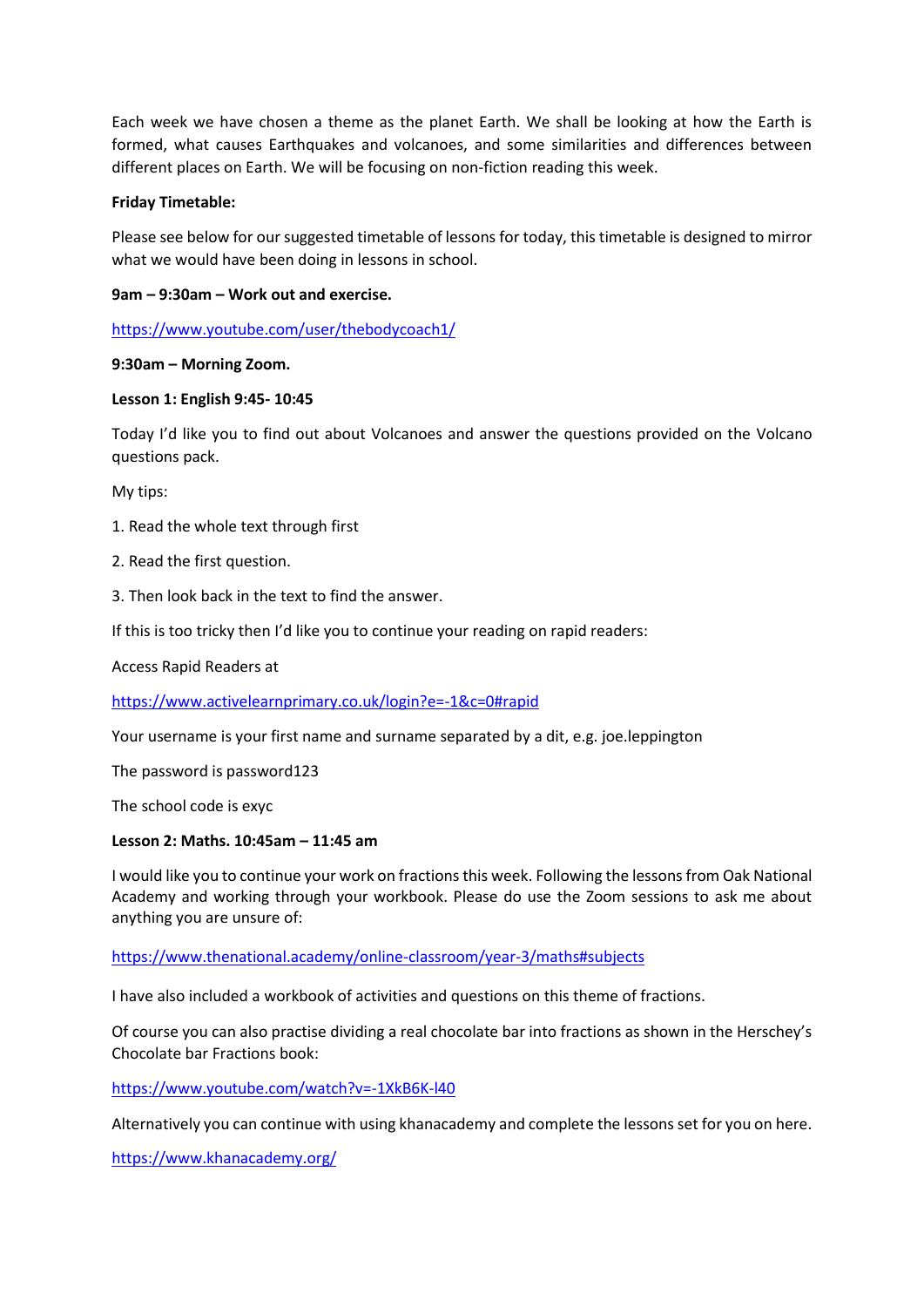Each week we have chosen a theme as the planet Earth. We shall be looking at how the Earth is formed, what causes Earthquakes and volcanoes, and some similarities and differences between different places on Earth. We will be focusing on non-fiction reading this week.

**Friday Timetable:**

Please see below for our suggested timetable of lessons for today, this timetable is designed to mirror what we would have been doing in lessons in school.

**9am – 9:30am – Work out and exercise.**

https://www.youtube.com/user/thebodycoach1/

**9:30am – Morning Zoom.**

**Lesson 1: English 9:45- 10:45**

Today I'd like you to find out about Volcanoes and answer the questions provided on the Volcano questions pack.

My tips:

1. Read the whole text through first
2. Read the first question.
3. Then look back in the text to find the answer.

If this is too tricky then I'd like you to continue your reading on rapid readers:

Access Rapid Readers at

https://www.activelearnprimary.co.uk/login?e=-1&c=0#rapid

Your username is your first name and surname separated by a dit, e.g. joe.leppington

The password is password123

The school code is exyc

**Lesson 2: Maths. 10:45am – 11:45 am**

I would like you to continue your work on fractions this week. Following the lessons from Oak National Academy and working through your workbook. Please do use the Zoom sessions to ask me about anything you are unsure of:

https://www.thenational.academy/online-classroom/year-3/maths#subjects

I have also included a workbook of activities and questions on this theme of fractions.

Of course you can also practise dividing a real chocolate bar into fractions as shown in the Herschey's Chocolate bar Fractions book:

https://www.youtube.com/watch?v=-1XkB6K-l40

Alternatively you can continue with using khanacademy and complete the lessons set for you on here.

https://www.khanacademy.org/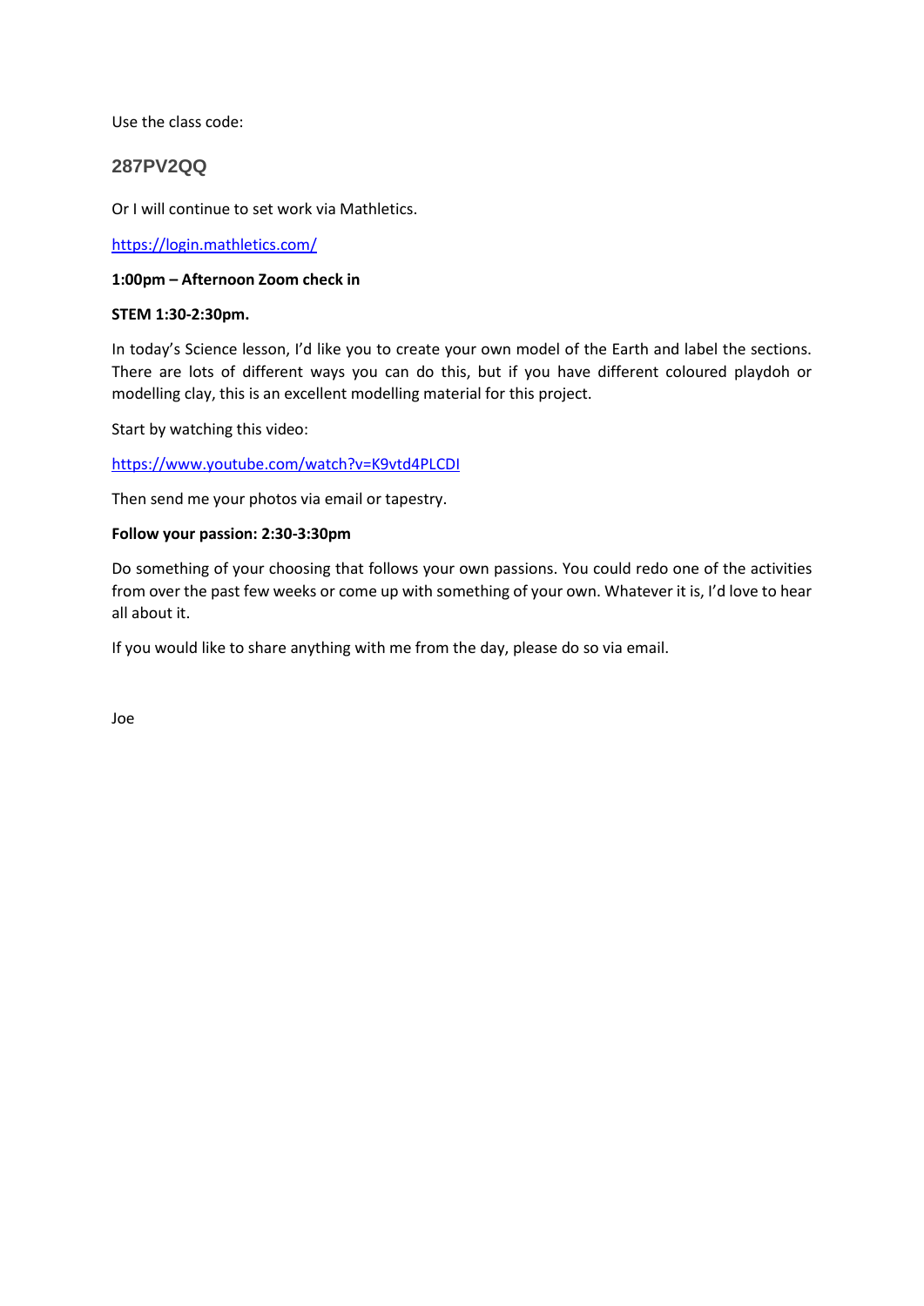Use the class code:

**287PV2QQ**

Or I will continue to set work via Mathletics.

https://login.mathletics.com/

**1:00pm – Afternoon Zoom check in**

**STEM 1:30-2:30pm.**

In today's Science lesson, I'd like you to create your own model of the Earth and label the sections. There are lots of different ways you can do this, but if you have different coloured playdoh or modelling clay, this is an excellent modelling material for this project.

Start by watching this video:

https://www.youtube.com/watch?v=K9vtd4PLCDI

Then send me your photos via email or tapestry.

**Follow your passion: 2:30-3:30pm**

Do something of your choosing that follows your own passions. You could redo one of the activities from over the past few weeks or come up with something of your own. Whatever it is, I'd love to hear all about it.

If you would like to share anything with me from the day, please do so via email.

Joe